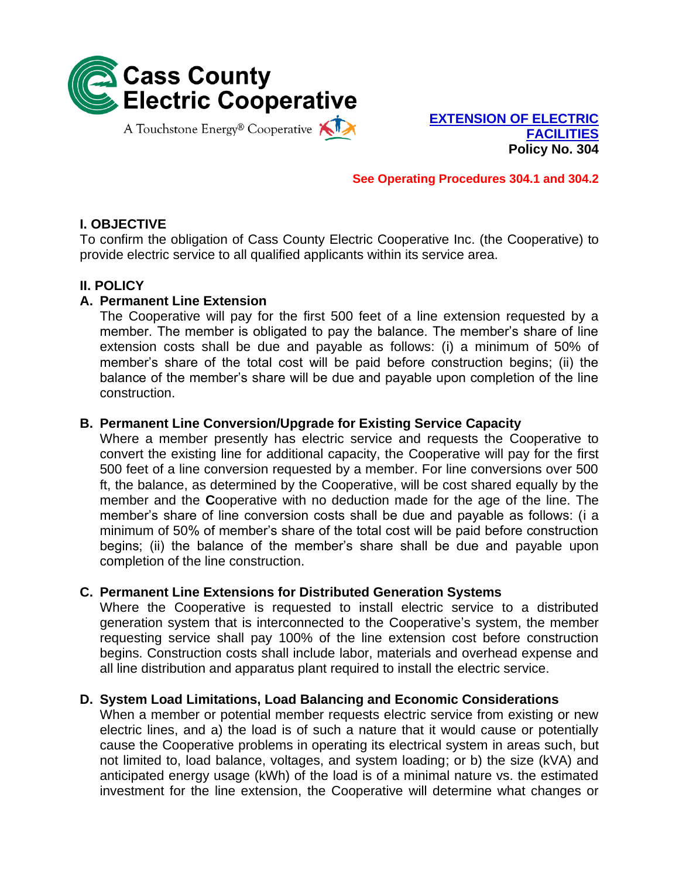Cass County Electric Cooperative

A Touchstone Energy® Cooperative

**EXTENSION OF ELECTRIC FACILITIES**
**Policy No. 304**

**See Operating Procedures 304.1 and 304.2**

## I. OBJECTIVE

To confirm the obligation of Cass County Electric Cooperative Inc. (the Cooperative) to provide electric service to all qualified applicants within its service area.

## II. POLICY

### A. Permanent Line Extension

The Cooperative will pay for the first 500 feet of a line extension requested by a member. The member is obligated to pay the balance. The member's share of line extension costs shall be due and payable as follows: (i) a minimum of 50% of member's share of the total cost will be paid before construction begins; (ii) the balance of the member's share will be due and payable upon completion of the line construction.

### B. Permanent Line Conversion/Upgrade for Existing Service Capacity

Where a member presently has electric service and requests the Cooperative to convert the existing line for additional capacity, the Cooperative will pay for the first 500 feet of a line conversion requested by a member. For line conversions over 500 ft, the balance, as determined by the Cooperative, will be cost shared equally by the member and the **C**ooperative with no deduction made for the age of the line. The member's share of line conversion costs shall be due and payable as follows: (i a minimum of 50% of member's share of the total cost will be paid before construction begins; (ii) the balance of the member's share shall be due and payable upon completion of the line construction.

### C. Permanent Line Extensions for Distributed Generation Systems

Where the Cooperative is requested to install electric service to a distributed generation system that is interconnected to the Cooperative's system, the member requesting service shall pay 100% of the line extension cost before construction begins. Construction costs shall include labor, materials and overhead expense and all line distribution and apparatus plant required to install the electric service.

### D. System Load Limitations, Load Balancing and Economic Considerations

When a member or potential member requests electric service from existing or new electric lines, and a) the load is of such a nature that it would cause or potentially cause the Cooperative problems in operating its electrical system in areas such, but not limited to, load balance, voltages, and system loading; or b) the size (kVA) and anticipated energy usage (kWh) of the load is of a minimal nature vs. the estimated investment for the line extension, the Cooperative will determine what changes or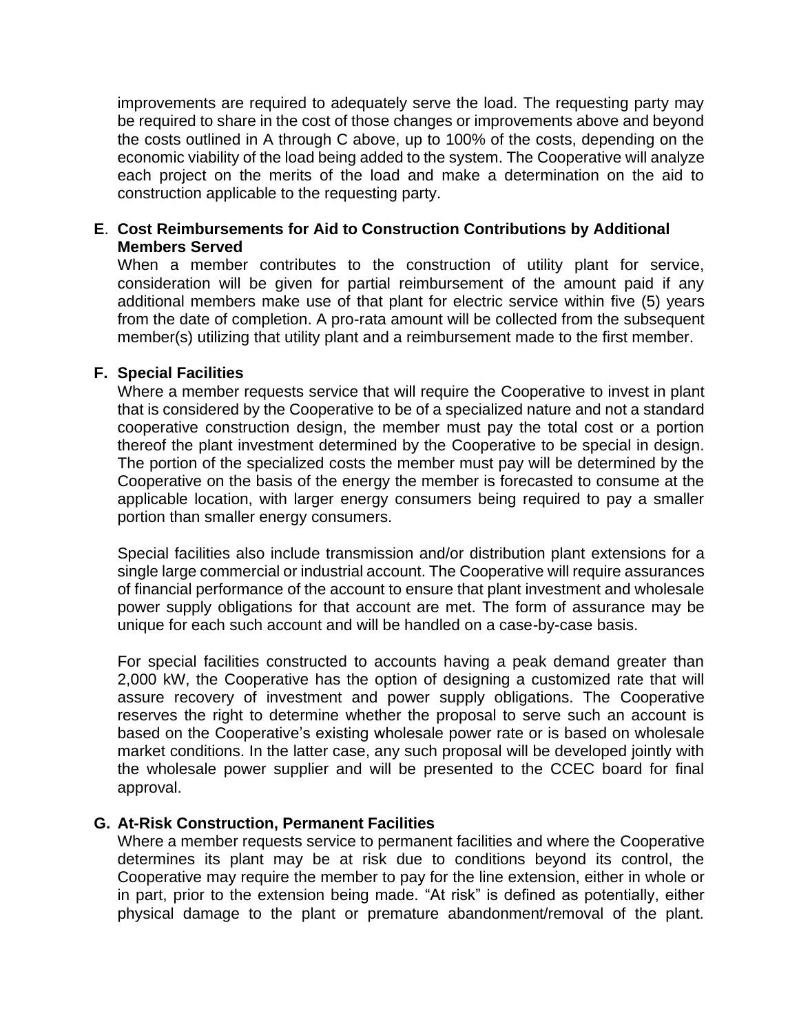improvements are required to adequately serve the load. The requesting party may be required to share in the cost of those changes or improvements above and beyond the costs outlined in A through C above, up to 100% of the costs, depending on the economic viability of the load being added to the system. The Cooperative will analyze each project on the merits of the load and make a determination on the aid to construction applicable to the requesting party.

**E. Cost Reimbursements for Aid to Construction Contributions by Additional Members Served**

When a member contributes to the construction of utility plant for service, consideration will be given for partial reimbursement of the amount paid if any additional members make use of that plant for electric service within five (5) years from the date of completion. A pro-rata amount will be collected from the subsequent member(s) utilizing that utility plant and a reimbursement made to the first member.

**F. Special Facilities**

Where a member requests service that will require the Cooperative to invest in plant that is considered by the Cooperative to be of a specialized nature and not a standard cooperative construction design, the member must pay the total cost or a portion thereof the plant investment determined by the Cooperative to be special in design. The portion of the specialized costs the member must pay will be determined by the Cooperative on the basis of the energy the member is forecasted to consume at the applicable location, with larger energy consumers being required to pay a smaller portion than smaller energy consumers.

Special facilities also include transmission and/or distribution plant extensions for a single large commercial or industrial account. The Cooperative will require assurances of financial performance of the account to ensure that plant investment and wholesale power supply obligations for that account are met. The form of assurance may be unique for each such account and will be handled on a case-by-case basis.

For special facilities constructed to accounts having a peak demand greater than 2,000 kW, the Cooperative has the option of designing a customized rate that will assure recovery of investment and power supply obligations. The Cooperative reserves the right to determine whether the proposal to serve such an account is based on the Cooperative's existing wholesale power rate or is based on wholesale market conditions. In the latter case, any such proposal will be developed jointly with the wholesale power supplier and will be presented to the CCEC board for final approval.

**G. At-Risk Construction, Permanent Facilities**

Where a member requests service to permanent facilities and where the Cooperative determines its plant may be at risk due to conditions beyond its control, the Cooperative may require the member to pay for the line extension, either in whole or in part, prior to the extension being made. "At risk" is defined as potentially, either physical damage to the plant or premature abandonment/removal of the plant.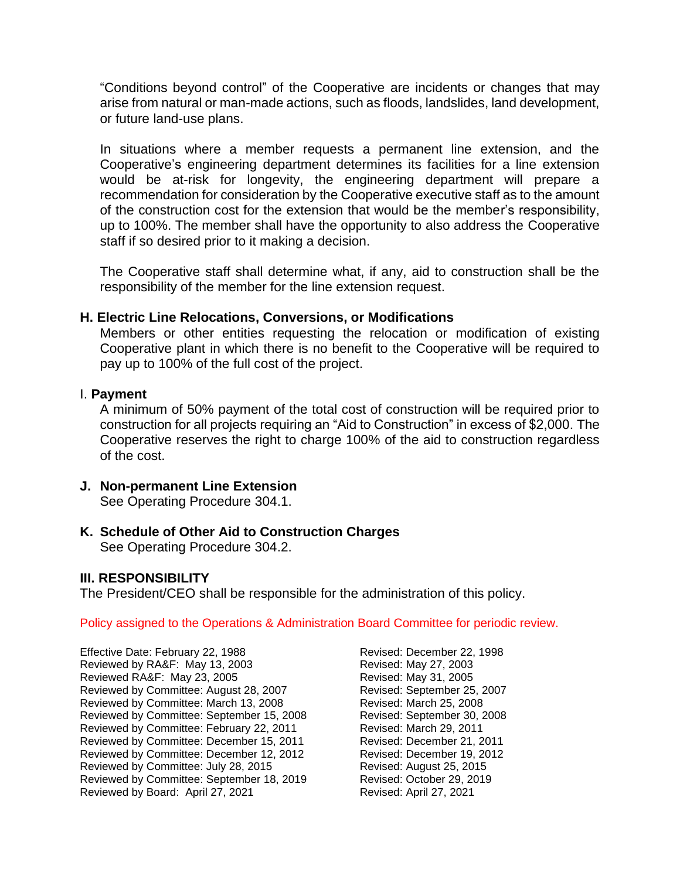"Conditions beyond control" of the Cooperative are incidents or changes that may arise from natural or man-made actions, such as floods, landslides, land development, or future land-use plans.

In situations where a member requests a permanent line extension, and the Cooperative's engineering department determines its facilities for a line extension would be at-risk for longevity, the engineering department will prepare a recommendation for consideration by the Cooperative executive staff as to the amount of the construction cost for the extension that would be the member's responsibility, up to 100%. The member shall have the opportunity to also address the Cooperative staff if so desired prior to it making a decision.

The Cooperative staff shall determine what, if any, aid to construction shall be the responsibility of the member for the line extension request.

### H. Electric Line Relocations, Conversions, or Modifications

Members or other entities requesting the relocation or modification of existing Cooperative plant in which there is no benefit to the Cooperative will be required to pay up to 100% of the full cost of the project.

### I. Payment

A minimum of 50% payment of the total cost of construction will be required prior to construction for all projects requiring an "Aid to Construction" in excess of $2,000. The Cooperative reserves the right to charge 100% of the aid to construction regardless of the cost.

### J. Non-permanent Line Extension

See Operating Procedure 304.1.

### K. Schedule of Other Aid to Construction Charges

See Operating Procedure 304.2.

## III. RESPONSIBILITY

The President/CEO shall be responsible for the administration of this policy.

Policy assigned to the Operations & Administration Board Committee for periodic review.

| | |
|---|---|
| Effective Date: February 22, 1988 | Revised: December 22, 1998 |
| Reviewed by RA&F: May 13, 2003 | Revised: May 27, 2003 |
| Reviewed RA&F: May 23, 2005 | Revised: May 31, 2005 |
| Reviewed by Committee: August 28, 2007 | Revised: September 25, 2007 |
| Reviewed by Committee: March 13, 2008 | Revised: March 25, 2008 |
| Reviewed by Committee: September 15, 2008 | Revised: September 30, 2008 |
| Reviewed by Committee: February 22, 2011 | Revised: March 29, 2011 |
| Reviewed by Committee: December 15, 2011 | Revised: December 21, 2011 |
| Reviewed by Committee: December 12, 2012 | Revised: December 19, 2012 |
| Reviewed by Committee: July 28, 2015 | Revised: August 25, 2015 |
| Reviewed by Committee: September 18, 2019 | Revised: October 29, 2019 |
| Reviewed by Board: April 27, 2021 | Revised: April 27, 2021 |